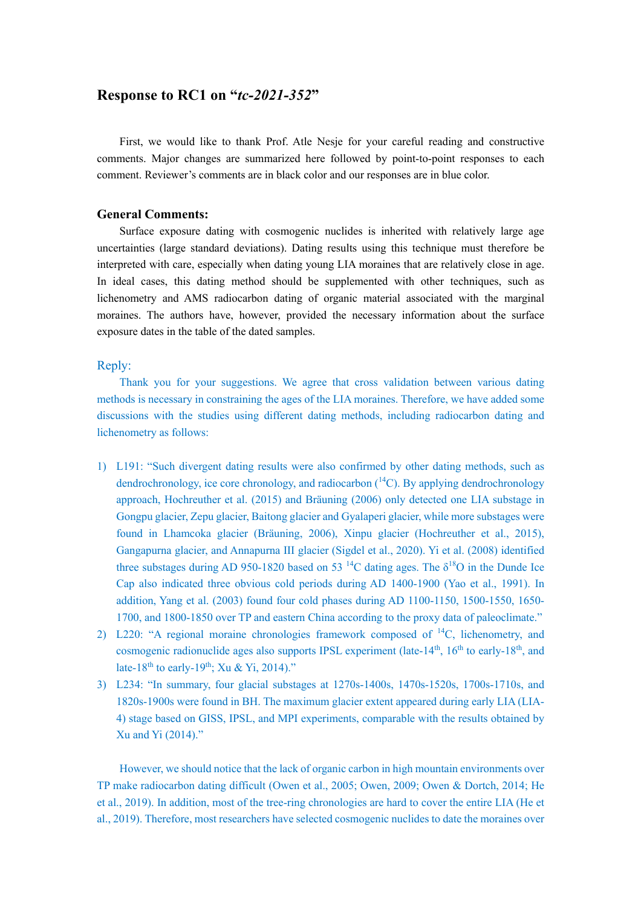# Response to RC1 on "*tc-2021-352*"

First, we would like to thank Prof. Atle Nesje for your careful reading and constructive comments. Major changes are summarized here followed by point-to-point responses to each comment. Reviewer's comments are in black color and our responses are in blue color.

## General Comments:

Surface exposure dating with cosmogenic nuclides is inherited with relatively large age uncertainties (large standard deviations). Dating results using this technique must therefore be interpreted with care, especially when dating young LIA moraines that are relatively close in age. In ideal cases, this dating method should be supplemented with other techniques, such as lichenometry and AMS radiocarbon dating of organic material associated with the marginal moraines. The authors have, however, provided the necessary information about the surface exposure dates in the table of the dated samples.

Reply:

Thank you for your suggestions. We agree that cross validation between various dating methods is necessary in constraining the ages of the LIA moraines. Therefore, we have added some discussions with the studies using different dating methods, including radiocarbon dating and lichenometry as follows:

1) L191: "Such divergent dating results were also confirmed by other dating methods, such as dendrochronology, ice core chronology, and radiocarbon ($^{14}C$). By applying dendrochronology approach, Hochreuther et al. (2015) and Bräuning (2006) only detected one LIA substage in Gongpu glacier, Zepu glacier, Baitong glacier and Gyalaperi glacier, while more substages were found in Lhamcoka glacier (Bräuning, 2006), Xinpu glacier (Hochreuther et al., 2015), Gangapurna glacier, and Annapurna III glacier (Sigdel et al., 2020). Yi et al. (2008) identified three substages during AD 950-1820 based on 53 $^{14}C$ dating ages. The $\delta^{18}O$ in the Dunde Ice Cap also indicated three obvious cold periods during AD 1400-1900 (Yao et al., 1991). In addition, Yang et al. (2003) found four cold phases during AD 1100-1150, 1500-1550, 1650-1700, and 1800-1850 over TP and eastern China according to the proxy data of paleoclimate."
2) L220: "A regional moraine chronologies framework composed of $^{14}C$, lichenometry, and cosmogenic radionuclide ages also supports IPSL experiment (late-14$^{th}$, 16$^{th}$ to early-18$^{th}$, and late-18$^{th}$ to early-19$^{th}$; Xu & Yi, 2014)."
3) L234: "In summary, four glacial substages at 1270s-1400s, 1470s-1520s, 1700s-1710s, and 1820s-1900s were found in BH. The maximum glacier extent appeared during early LIA (LIA-4) stage based on GISS, IPSL, and MPI experiments, comparable with the results obtained by Xu and Yi (2014)."

However, we should notice that the lack of organic carbon in high mountain environments over TP make radiocarbon dating difficult (Owen et al., 2005; Owen, 2009; Owen & Dortch, 2014; He et al., 2019). In addition, most of the tree-ring chronologies are hard to cover the entire LIA (He et al., 2019). Therefore, most researchers have selected cosmogenic nuclides to date the moraines over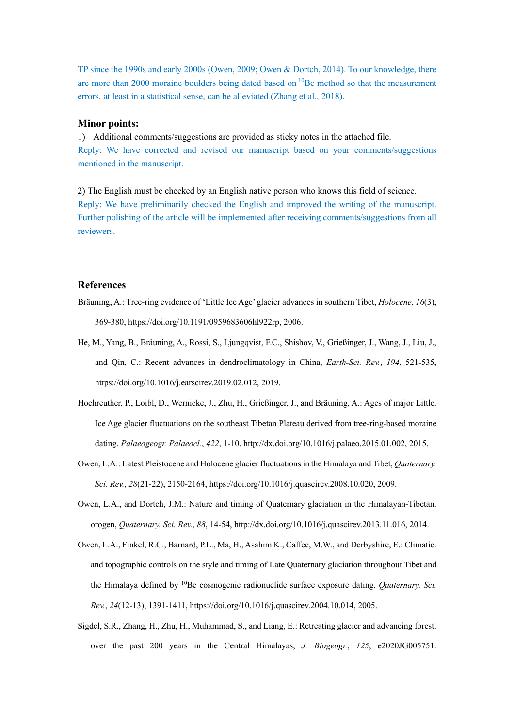TP since the 1990s and early 2000s (Owen, 2009; Owen & Dortch, 2014). To our knowledge, there are more than 2000 moraine boulders being dated based on $^{10}$Be method so that the measurement errors, at least in a statistical sense, can be alleviated (Zhang et al., 2018).

**Minor points:**

1) Additional comments/suggestions are provided as sticky notes in the attached file.

Reply: We have corrected and revised our manuscript based on your comments/suggestions mentioned in the manuscript.

2) The English must be checked by an English native person who knows this field of science.

Reply: We have preliminarily checked the English and improved the writing of the manuscript. Further polishing of the article will be implemented after receiving comments/suggestions from all reviewers.

## References

Bräuning, A.: Tree-ring evidence of 'Little Ice Age' glacier advances in southern Tibet, *Holocene*, *16*(3), 369-380, https://doi.org/10.1191/0959683606hl922rp, 2006.

He, M., Yang, B., Bräuning, A., Rossi, S., Ljungqvist, F.C., Shishov, V., Grießinger, J., Wang, J., Liu, J., and Qin, C.: Recent advances in dendroclimatology in China, *Earth-Sci. Rev.*, *194*, 521-535, https://doi.org/10.1016/j.earscirev.2019.02.012, 2019.

Hochreuther, P., Loibl, D., Wernicke, J., Zhu, H., Grießinger, J., and Bräuning, A.: Ages of major Little. Ice Age glacier fluctuations on the southeast Tibetan Plateau derived from tree-ring-based moraine dating, *Palaeogeogr. Palaeocl.*, *422*, 1-10, http://dx.doi.org/10.1016/j.palaeo.2015.01.002, 2015.

Owen, L.A.: Latest Pleistocene and Holocene glacier fluctuations in the Himalaya and Tibet, *Quaternary. Sci. Rev.*, *28*(21-22), 2150-2164, https://doi.org/10.1016/j.quascirev.2008.10.020, 2009.

Owen, L.A., and Dortch, J.M.: Nature and timing of Quaternary glaciation in the Himalayan-Tibetan. orogen, *Quaternary. Sci. Rev.*, *88*, 14-54, http://dx.doi.org/10.1016/j.quascirev.2013.11.016, 2014.

Owen, L.A., Finkel, R.C., Barnard, P.L., Ma, H., Asahim K., Caffee, M.W., and Derbyshire, E.: Climatic. and topographic controls on the style and timing of Late Quaternary glaciation throughout Tibet and the Himalaya defined by $^{10}$Be cosmogenic radionuclide surface exposure dating, *Quaternary. Sci. Rev.*, *24*(12-13), 1391-1411, https://doi.org/10.1016/j.quascirev.2004.10.014, 2005.

Sigdel, S.R., Zhang, H., Zhu, H., Muhammad, S., and Liang, E.: Retreating glacier and advancing forest. over the past 200 years in the Central Himalayas, *J. Biogeogr.*, *125*, e2020JG005751.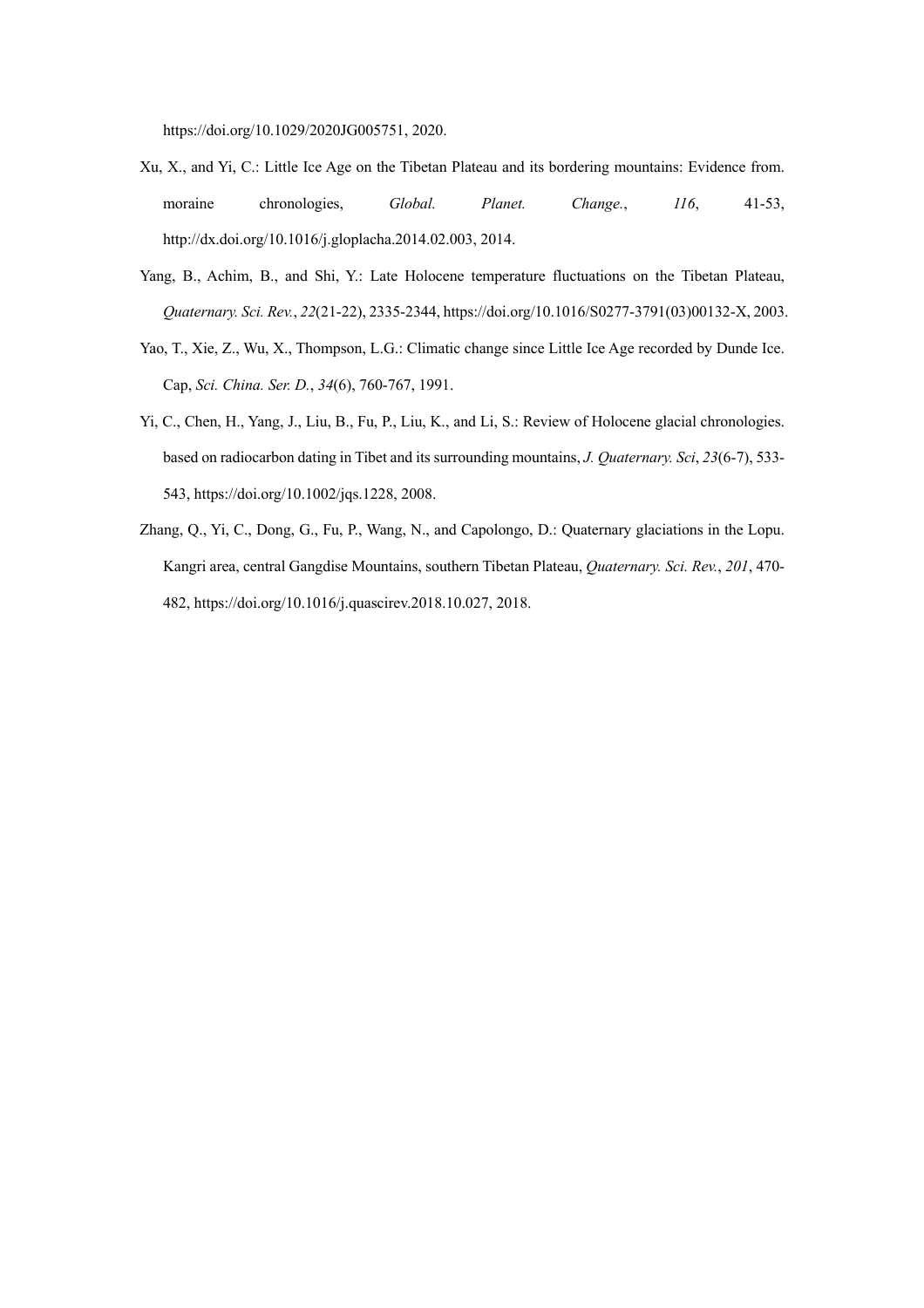https://doi.org/10.1029/2020JG005751, 2020.

Xu, X., and Yi, C.: Little Ice Age on the Tibetan Plateau and its bordering mountains: Evidence from. moraine chronologies, *Global. Planet. Change.*, *116*, 41-53, http://dx.doi.org/10.1016/j.gloplacha.2014.02.003, 2014.

Yang, B., Achim, B., and Shi, Y.: Late Holocene temperature fluctuations on the Tibetan Plateau, *Quaternary. Sci. Rev.*, *22*(21-22), 2335-2344, https://doi.org/10.1016/S0277-3791(03)00132-X, 2003.

Yao, T., Xie, Z., Wu, X., Thompson, L.G.: Climatic change since Little Ice Age recorded by Dunde Ice. Cap, *Sci. China. Ser. D.*, *34*(6), 760-767, 1991.

Yi, C., Chen, H., Yang, J., Liu, B., Fu, P., Liu, K., and Li, S.: Review of Holocene glacial chronologies. based on radiocarbon dating in Tibet and its surrounding mountains, *J. Quaternary. Sci*, *23*(6-7), 533-543, https://doi.org/10.1002/jqs.1228, 2008.

Zhang, Q., Yi, C., Dong, G., Fu, P., Wang, N., and Capolongo, D.: Quaternary glaciations in the Lopu. Kangri area, central Gangdise Mountains, southern Tibetan Plateau, *Quaternary. Sci. Rev.*, *201*, 470-482, https://doi.org/10.1016/j.quascirev.2018.10.027, 2018.